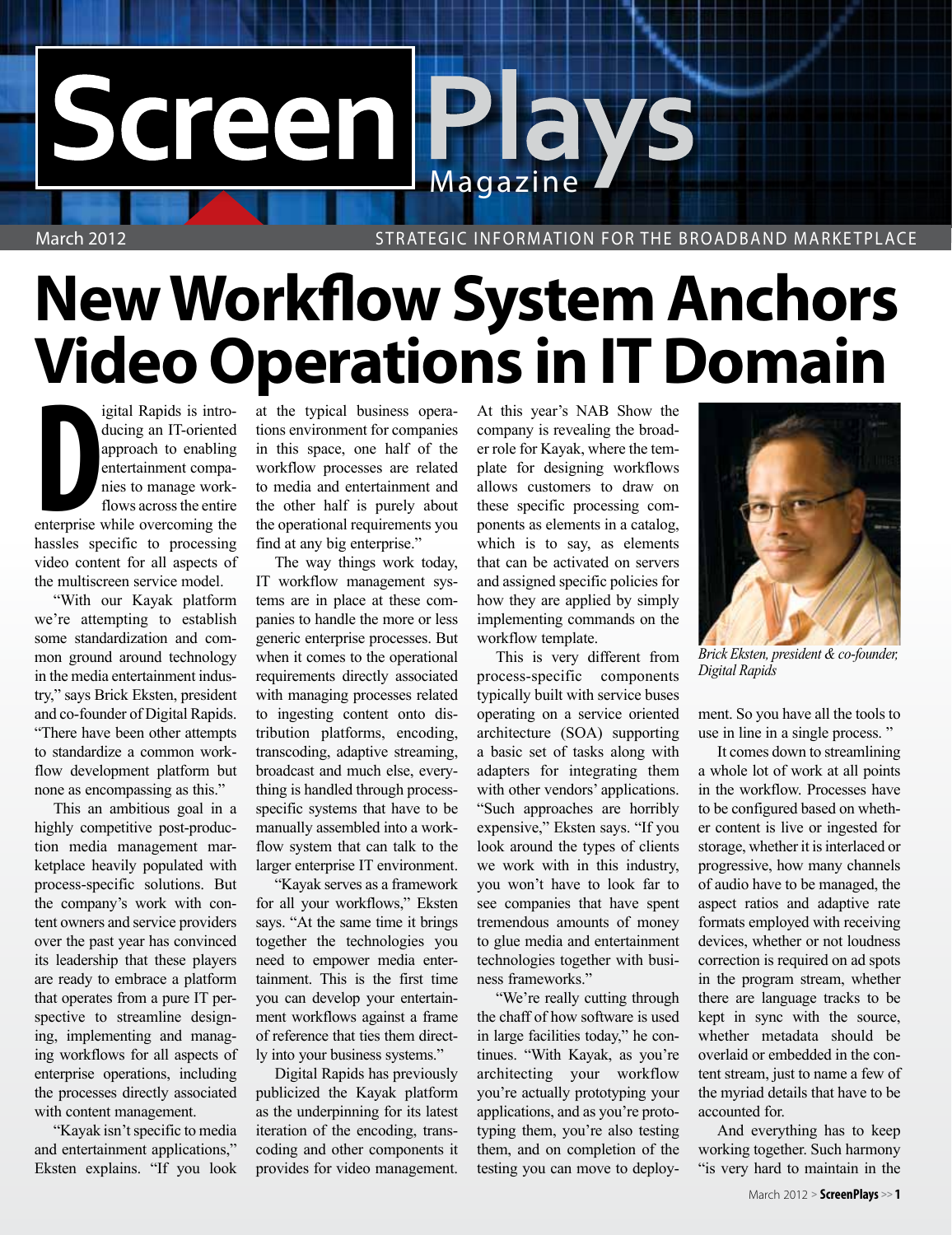# New Workflow System Anchors Video Operations in IT Domain

Digital Rapids is introducing an IT-oriented approach to enabling entertainment companies to manage workflows across the entire enterprise while overcoming the hassles specific to processing video content for all aspects of the multiscreen service model.

"With our Kayak platform we're attempting to establish some standardization and common ground around technology in the media entertainment industry," says Brick Eksten, president and co-founder of Digital Rapids. "There have been other attempts to standardize a common workflow development platform but none as encompassing as this."

This an ambitious goal in a highly competitive post-production media management marketplace heavily populated with process-specific solutions. But the company's work with content owners and service providers over the past year has convinced its leadership that these players are ready to embrace a platform that operates from a pure IT perspective to streamline designing, implementing and managing workflows for all aspects of enterprise operations, including the processes directly associated with content management.

"Kayak isn't specific to media and entertainment applications," Eksten explains. "If you look at the typical business operations environment for companies in this space, one half of the workflow processes are related to media and entertainment and the other half is purely about the operational requirements you find at any big enterprise."

The way things work today, IT workflow management systems are in place at these companies to handle the more or less generic enterprise processes. But when it comes to the operational requirements directly associated with managing processes related to ingesting content onto distribution platforms, encoding, transcoding, adaptive streaming, broadcast and much else, everything is handled through process-specific systems that have to be manually assembled into a workflow system that can talk to the larger enterprise IT environment.

"Kayak serves as a framework for all your workflows," Eksten says. "At the same time it brings together the technologies you need to empower media entertainment. This is the first time you can develop your entertainment workflows against a frame of reference that ties them directly into your business systems."

Digital Rapids has previously publicized the Kayak platform as the underpinning for its latest iteration of the encoding, transcoding and other components it provides for video management. At this year's NAB Show the company is revealing the broader role for Kayak, where the template for designing workflows allows customers to draw on these specific processing components as elements in a catalog, which is to say, as elements that can be activated on servers and assigned specific policies for how they are applied by simply implementing commands on the workflow template.

This is very different from process-specific components typically built with service buses operating on a service oriented architecture (SOA) supporting a basic set of tasks along with adapters for integrating them with other vendors' applications. "Such approaches are horribly expensive," Eksten says. "If you look around the types of clients we work with in this industry, you won't have to look far to see companies that have spent tremendous amounts of money to glue media and entertainment technologies together with business frameworks."

"We're really cutting through the chaff of how software is used in large facilities today," he continues. "With Kayak, as you're architecting your workflow you're actually prototyping your applications, and as you're prototyping them, you're also testing them, and on completion of the testing you can move to deployment. So you have all the tools to use in line in a single process."

*Brick Eksten, president & co-founder, Digital Rapids*

It comes down to streamlining a whole lot of work at all points in the workflow. Processes have to be configured based on whether content is live or ingested for storage, whether it is interlaced or progressive, how many channels of audio have to be managed, the aspect ratios and adaptive rate formats employed with receiving devices, whether or not loudness correction is required on ad spots in the program stream, whether there are language tracks to be kept in sync with the source, whether metadata should be overlaid or embedded in the content stream, just to name a few of the myriad details that have to be accounted for.

And everything has to keep working together. Such harmony "is very hard to maintain in the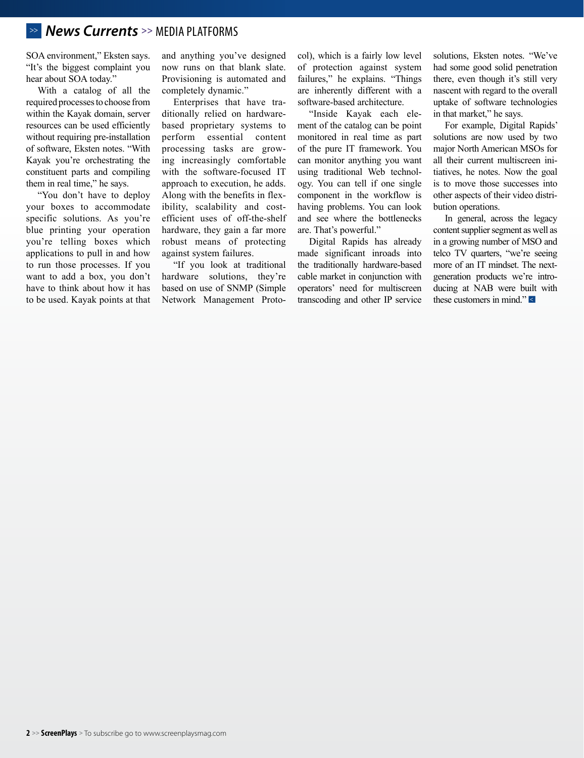SOA environment," Eksten says. "It's the biggest complaint you hear about SOA today."

With a catalog of all the required processes to choose from within the Kayak domain, server resources can be used efficiently without requiring pre-installation of software, Eksten notes. "With Kayak you're orchestrating the constituent parts and compiling them in real time," he says.

"You don't have to deploy your boxes to accommodate specific solutions. As you're blue printing your operation you're telling boxes which applications to pull in and how to run those processes. If you want to add a box, you don't have to think about how it has to be used. Kayak points at that and anything you've designed now runs on that blank slate. Provisioning is automated and completely dynamic."

Enterprises that have traditionally relied on hardware-based proprietary systems to perform essential content processing tasks are growing increasingly comfortable with the software-focused IT approach to execution, he adds. Along with the benefits in flexibility, scalability and cost-efficient uses of off-the-shelf hardware, they gain a far more robust means of protecting against system failures.

"If you look at traditional hardware solutions, they're based on use of SNMP (Simple Network Management Protocol), which is a fairly low level of protection against system failures," he explains. "Things are inherently different with a software-based architecture.

"Inside Kayak each element of the catalog can be point monitored in real time as part of the pure IT framework. You can monitor anything you want using traditional Web technology. You can tell if one single component in the workflow is having problems. You can look and see where the bottlenecks are. That's powerful."

Digital Rapids has already made significant inroads into the traditionally hardware-based cable market in conjunction with operators' need for multiscreen transcoding and other IP service solutions, Eksten notes. "We've had some good solid penetration there, even though it's still very nascent with regard to the overall uptake of software technologies in that market," he says.

For example, Digital Rapids' solutions are now used by two major North American MSOs for all their current multiscreen initiatives, he notes. Now the goal is to move those successes into other aspects of their video distribution operations.

In general, across the legacy content supplier segment as well as in a growing number of MSO and telco TV quarters, "we're seeing more of an IT mindset. The next-generation products we're introducing at NAB were built with these customers in mind."